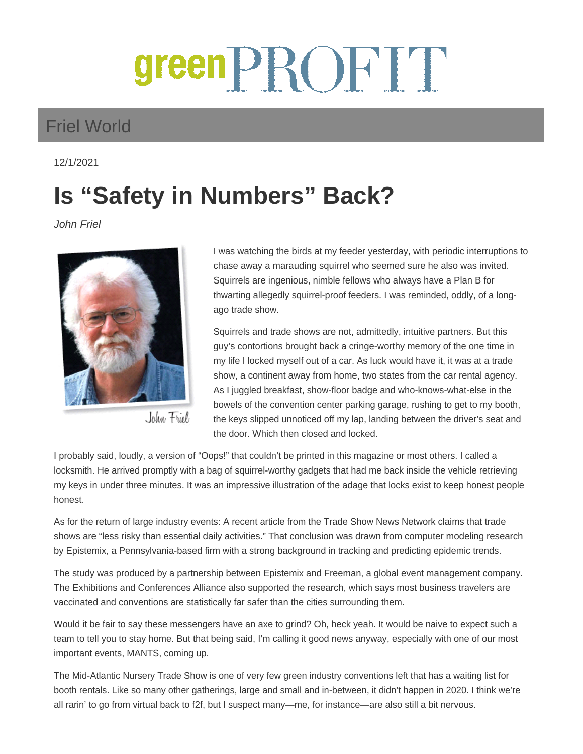# green PROFIT

## Friel World

12/1/2021

# Is "Safety in Numbers" Back?

*John Friel*

I was watching the birds at my feeder yesterday, with periodic interruptions to chase away a marauding squirrel who seemed sure he also was invited. Squirrels are ingenious, nimble fellows who always have a Plan B for thwarting allegedly squirrel-proof feeders. I was reminded, oddly, of a long-ago trade show.

Squirrels and trade shows are not, admittedly, intuitive partners. But this guy's contortions brought back a cringe-worthy memory of the one time in my life I locked myself out of a car. As luck would have it, it was at a trade show, a continent away from home, two states from the car rental agency. As I juggled breakfast, show-floor badge and who-knows-what-else in the bowels of the convention center parking garage, rushing to get to my booth, the keys slipped unnoticed off my lap, landing between the driver's seat and the door. Which then closed and locked.

I probably said, loudly, a version of "Oops!" that couldn't be printed in this magazine or most others. I called a locksmith. He arrived promptly with a bag of squirrel-worthy gadgets that had me back inside the vehicle retrieving my keys in under three minutes. It was an impressive illustration of the adage that locks exist to keep honest people honest.

As for the return of large industry events: A recent article from the Trade Show News Network claims that trade shows are "less risky than essential daily activities." That conclusion was drawn from computer modeling research by Epistemix, a Pennsylvania-based firm with a strong background in tracking and predicting epidemic trends.

The study was produced by a partnership between Epistemix and Freeman, a global event management company. The Exhibitions and Conferences Alliance also supported the research, which says most business travelers are vaccinated and conventions are statistically far safer than the cities surrounding them.

Would it be fair to say these messengers have an axe to grind? Oh, heck yeah. It would be naive to expect such a team to tell you to stay home. But that being said, I'm calling it good news anyway, especially with one of our most important events, MANTS, coming up.

The Mid-Atlantic Nursery Trade Show is one of very few green industry conventions left that has a waiting list for booth rentals. Like so many other gatherings, large and small and in-between, it didn't happen in 2020. I think we're all rarin' to go from virtual back to f2f, but I suspect many—me, for instance—are also still a bit nervous.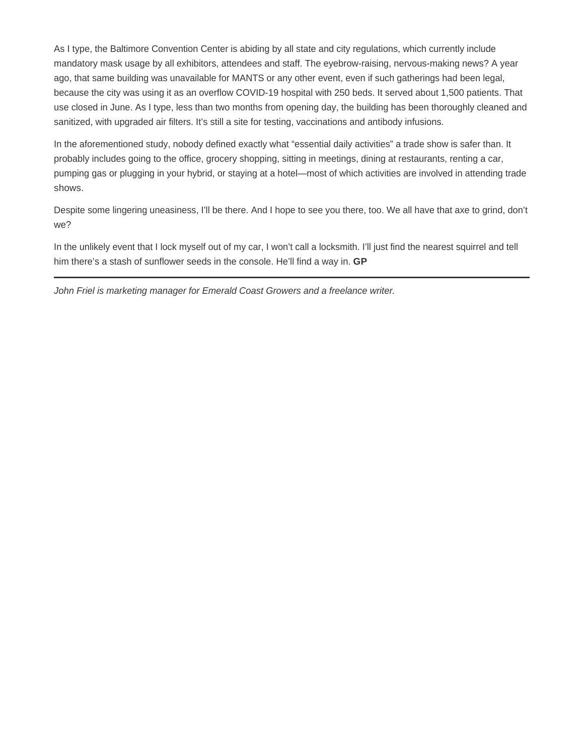As I type, the Baltimore Convention Center is abiding by all state and city regulations, which currently include mandatory mask usage by all exhibitors, attendees and staff. The eyebrow-raising, nervous-making news? A year ago, that same building was unavailable for MANTS or any other event, even if such gatherings had been legal, because the city was using it as an overflow COVID-19 hospital with 250 beds. It served about 1,500 patients. That use closed in June. As I type, less than two months from opening day, the building has been thoroughly cleaned and sanitized, with upgraded air filters. It's still a site for testing, vaccinations and antibody infusions.

In the aforementioned study, nobody defined exactly what "essential daily activities" a trade show is safer than. It probably includes going to the office, grocery shopping, sitting in meetings, dining at restaurants, renting a car, pumping gas or plugging in your hybrid, or staying at a hotel—most of which activities are involved in attending trade shows.

Despite some lingering uneasiness, I'll be there. And I hope to see you there, too. We all have that axe to grind, don't we?

In the unlikely event that I lock myself out of my car, I won't call a locksmith. I'll just find the nearest squirrel and tell him there's a stash of sunflower seeds in the console. He'll find a way in. **GP**

---

*John Friel is marketing manager for Emerald Coast Growers and a freelance writer.*